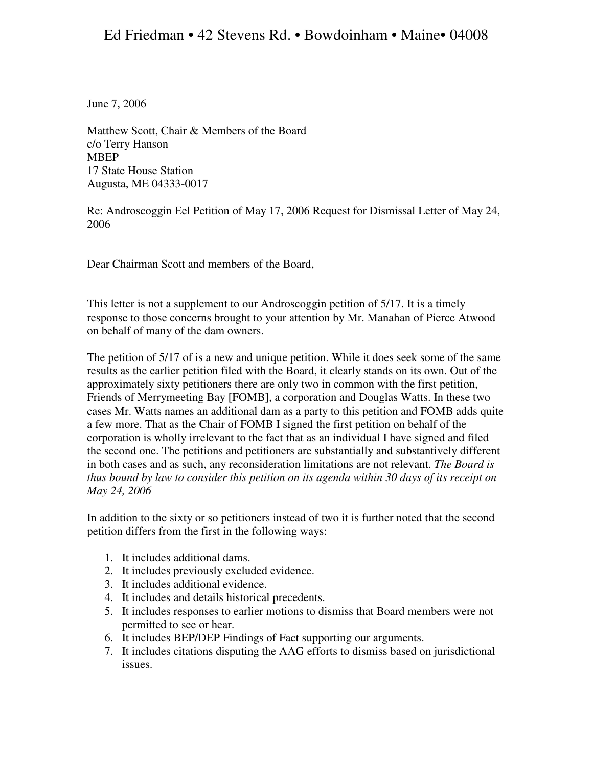Ed Friedman • 42 Stevens Rd. • Bowdoinham • Maine• 04008

June 7, 2006

Matthew Scott, Chair & Members of the Board
c/o Terry Hanson
MBEP
17 State House Station
Augusta, ME 04333-0017

Re: Androscoggin Eel Petition of May 17, 2006 Request for Dismissal Letter of May 24, 2006

Dear Chairman Scott and members of the Board,

This letter is not a supplement to our Androscoggin petition of 5/17. It is a timely response to those concerns brought to your attention by Mr. Manahan of Pierce Atwood on behalf of many of the dam owners.

The petition of 5/17 of is a new and unique petition. While it does seek some of the same results as the earlier petition filed with the Board, it clearly stands on its own. Out of the approximately sixty petitioners there are only two in common with the first petition, Friends of Merrymeeting Bay [FOMB], a corporation and Douglas Watts. In these two cases Mr. Watts names an additional dam as a party to this petition and FOMB adds quite a few more. That as the Chair of FOMB I signed the first petition on behalf of the corporation is wholly irrelevant to the fact that as an individual I have signed and filed the second one. The petitions and petitioners are substantially and substantively different in both cases and as such, any reconsideration limitations are not relevant. *The Board is thus bound by law to consider this petition on its agenda within 30 days of its receipt on May 24, 2006*

In addition to the sixty or so petitioners instead of two it is further noted that the second petition differs from the first in the following ways:

1. It includes additional dams.
2. It includes previously excluded evidence.
3. It includes additional evidence.
4. It includes and details historical precedents.
5. It includes responses to earlier motions to dismiss that Board members were not permitted to see or hear.
6. It includes BEP/DEP Findings of Fact supporting our arguments.
7. It includes citations disputing the AAG efforts to dismiss based on jurisdictional issues.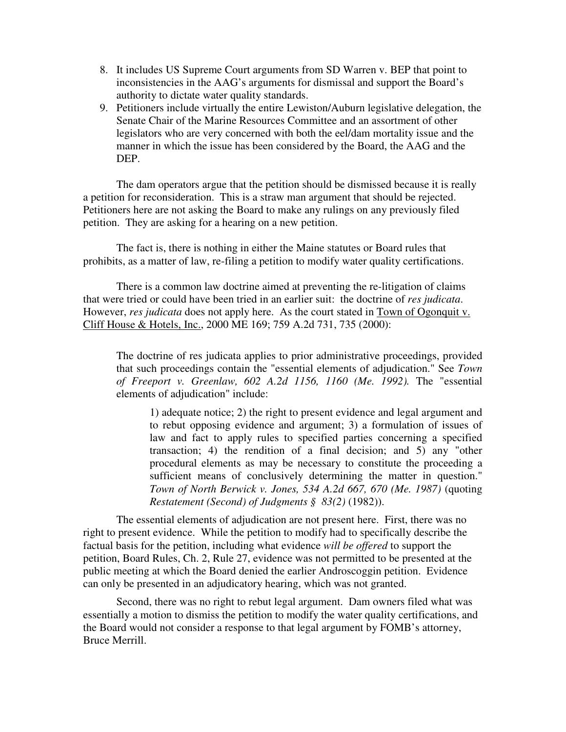8. It includes US Supreme Court arguments from SD Warren v. BEP that point to inconsistencies in the AAG's arguments for dismissal and support the Board's authority to dictate water quality standards.
9. Petitioners include virtually the entire Lewiston/Auburn legislative delegation, the Senate Chair of the Marine Resources Committee and an assortment of other legislators who are very concerned with both the eel/dam mortality issue and the manner in which the issue has been considered by the Board, the AAG and the DEP.

The dam operators argue that the petition should be dismissed because it is really a petition for reconsideration. This is a straw man argument that should be rejected. Petitioners here are not asking the Board to make any rulings on any previously filed petition. They are asking for a hearing on a new petition.

The fact is, there is nothing in either the Maine statutes or Board rules that prohibits, as a matter of law, re-filing a petition to modify water quality certifications.

There is a common law doctrine aimed at preventing the re-litigation of claims that were tried or could have been tried in an earlier suit: the doctrine of *res judicata*. However, *res judicata* does not apply here. As the court stated in Town of Ogonquit v. Cliff House & Hotels, Inc., 2000 ME 169; 759 A.2d 731, 735 (2000):

> The doctrine of res judicata applies to prior administrative proceedings, provided that such proceedings contain the "essential elements of adjudication." See *Town of Freeport v. Greenlaw, 602 A.2d 1156, 1160 (Me. 1992).* The "essential elements of adjudication" include:
>
> > 1) adequate notice; 2) the right to present evidence and legal argument and to rebut opposing evidence and argument; 3) a formulation of issues of law and fact to apply rules to specified parties concerning a specified transaction; 4) the rendition of a final decision; and 5) any "other procedural elements as may be necessary to constitute the proceeding a sufficient means of conclusively determining the matter in question." *Town of North Berwick v. Jones, 534 A.2d 667, 670 (Me. 1987)* (quoting *Restatement (Second) of Judgments § 83(2)* (1982)).

The essential elements of adjudication are not present here. First, there was no right to present evidence. While the petition to modify had to specifically describe the factual basis for the petition, including what evidence *will be offered* to support the petition, Board Rules, Ch. 2, Rule 27, evidence was not permitted to be presented at the public meeting at which the Board denied the earlier Androscoggin petition. Evidence can only be presented in an adjudicatory hearing, which was not granted.

Second, there was no right to rebut legal argument. Dam owners filed what was essentially a motion to dismiss the petition to modify the water quality certifications, and the Board would not consider a response to that legal argument by FOMB's attorney, Bruce Merrill.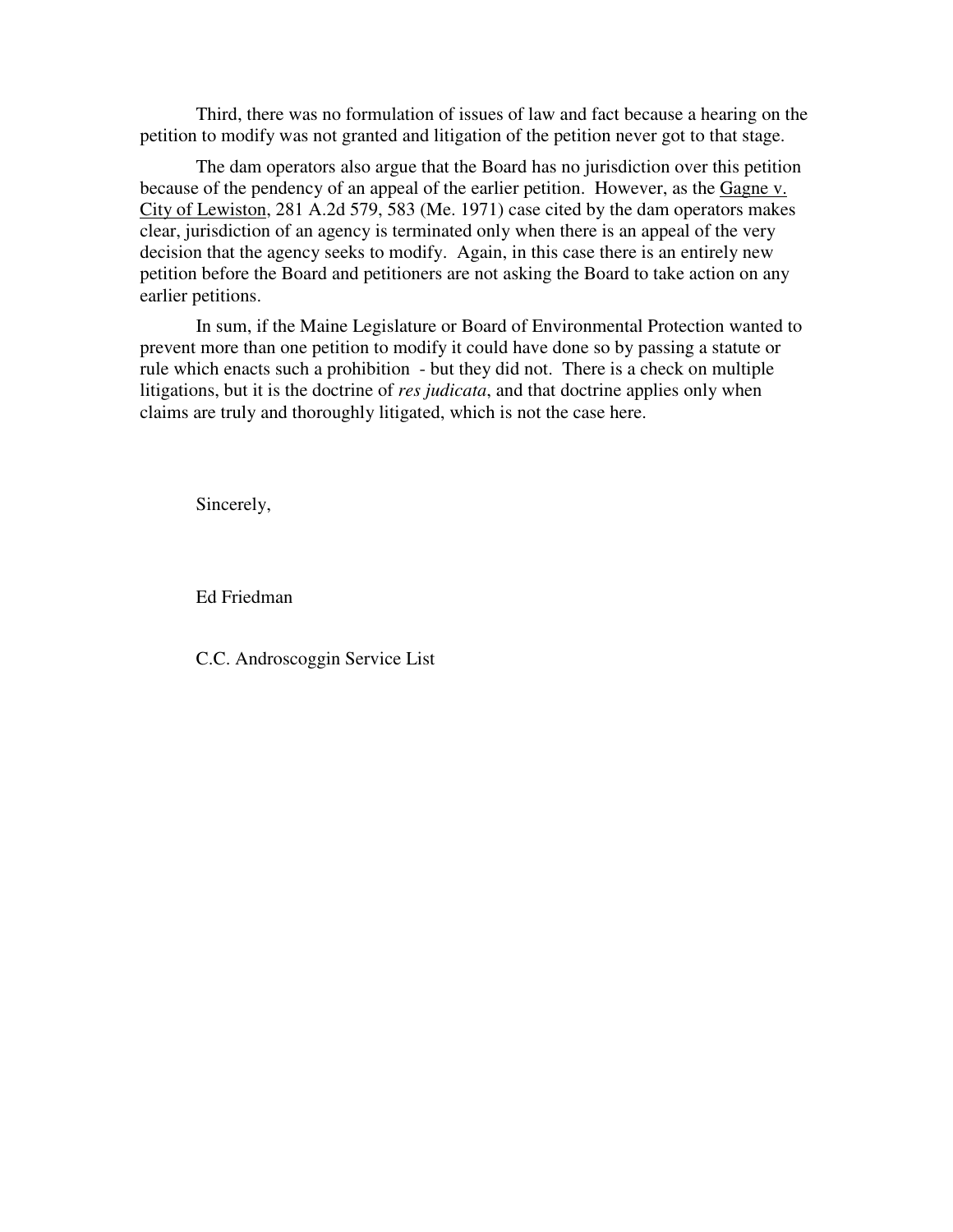Third, there was no formulation of issues of law and fact because a hearing on the petition to modify was not granted and litigation of the petition never got to that stage.

The dam operators also argue that the Board has no jurisdiction over this petition because of the pendency of an appeal of the earlier petition. However, as the Gagne v. City of Lewiston, 281 A.2d 579, 583 (Me. 1971) case cited by the dam operators makes clear, jurisdiction of an agency is terminated only when there is an appeal of the very decision that the agency seeks to modify. Again, in this case there is an entirely new petition before the Board and petitioners are not asking the Board to take action on any earlier petitions.

In sum, if the Maine Legislature or Board of Environmental Protection wanted to prevent more than one petition to modify it could have done so by passing a statute or rule which enacts such a prohibition - but they did not. There is a check on multiple litigations, but it is the doctrine of *res judicata*, and that doctrine applies only when claims are truly and thoroughly litigated, which is not the case here.

Sincerely,

Ed Friedman

C.C. Androscoggin Service List